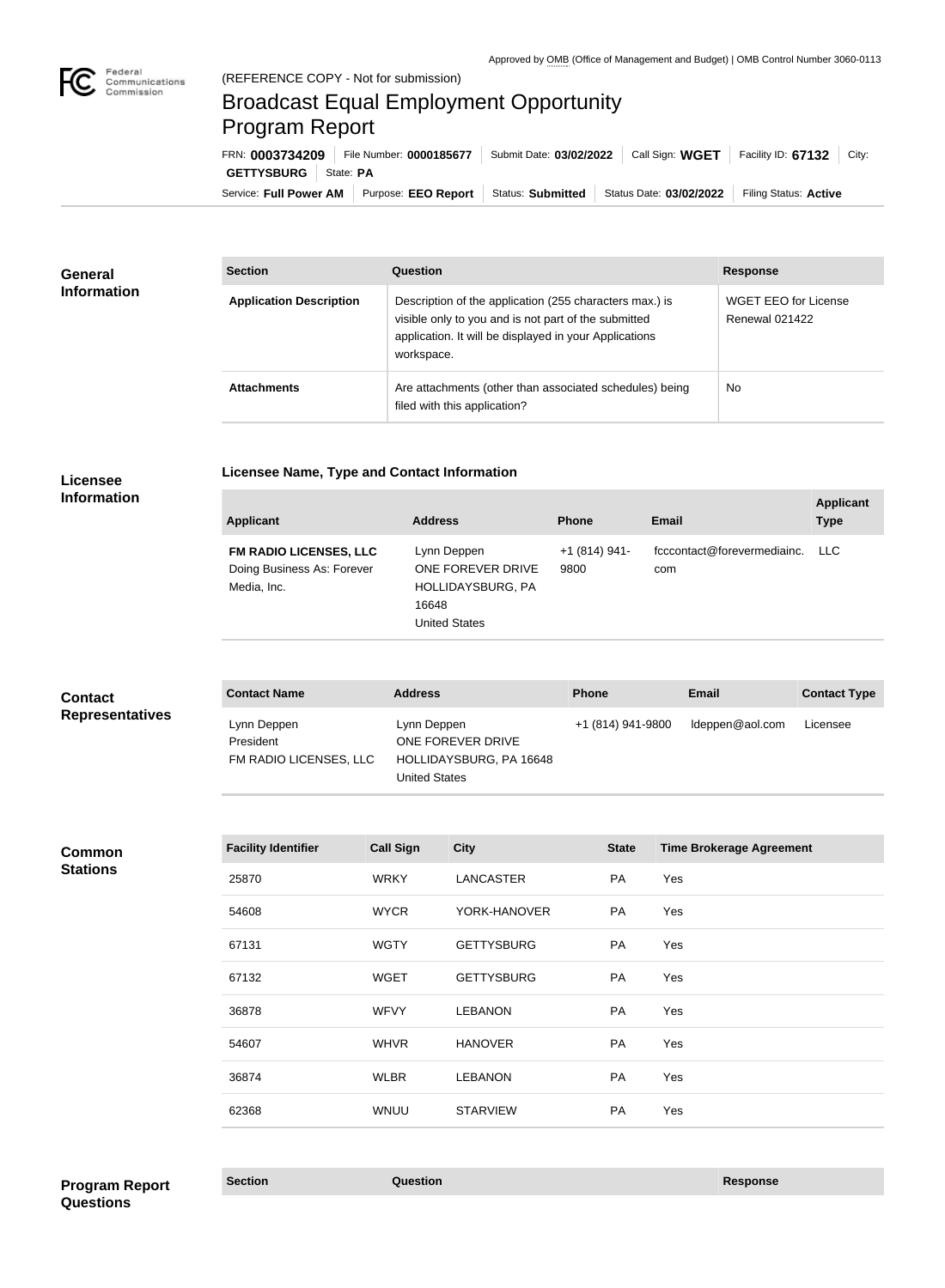Approved by OMB (Office of Management and Budget) | OMB Control Number 3060-0113

(REFERENCE COPY - Not for submission)

# Broadcast Equal Employment Opportunity Program Report

FRN: **0003734209** | File Number: **0000185677** | Submit Date: **03/02/2022** | Call Sign: **WGET** | Facility ID: **67132** | City: **GETTYSBURG** | State: **PA**

Service: **Full Power AM** | Purpose: **EEO Report** | Status: **Submitted** | Status Date: **03/02/2022** | Filing Status: **Active**

## General Information

| Section | Question | Response |
| --- | --- | --- |
| **Application Description** | Description of the application (255 characters max.) is visible only to you and is not part of the submitted application. It will be displayed in your Applications workspace. | WGET EEO for License Renewal 021422 |
| **Attachments** | Are attachments (other than associated schedules) being filed with this application? | No |

## Licensee Information

### Licensee Name, Type and Contact Information

| Applicant | Address | Phone | Email | Applicant Type |
| --- | --- | --- | --- | --- |
| **FM RADIO LICENSES, LLC** Doing Business As: Forever Media, Inc. | Lynn Deppen ONE FOREVER DRIVE HOLLIDAYSBURG, PA 16648 United States | +1 (814) 941-9800 | fcccontact@forevermediainc.com | LLC |

## Contact Representatives

| Contact Name | Address | Phone | Email | Contact Type |
| --- | --- | --- | --- | --- |
| Lynn Deppen President FM RADIO LICENSES, LLC | Lynn Deppen ONE FOREVER DRIVE HOLLIDAYSBURG, PA 16648 United States | +1 (814) 941-9800 | ldeppen@aol.com | Licensee |

## Common Stations

| Facility Identifier | Call Sign | City | State | Time Brokerage Agreement |
| --- | --- | --- | --- | --- |
| 25870 | WRKY | LANCASTER | PA | Yes |
| 54608 | WYCR | YORK-HANOVER | PA | Yes |
| 67131 | WGTY | GETTYSBURG | PA | Yes |
| 67132 | WGET | GETTYSBURG | PA | Yes |
| 36878 | WFVY | LEBANON | PA | Yes |
| 54607 | WHVR | HANOVER | PA | Yes |
| 36874 | WLBR | LEBANON | PA | Yes |
| 62368 | WNUU | STARVIEW | PA | Yes |

## Program Report Questions

| Section | Question | Response |
| --- | --- | --- |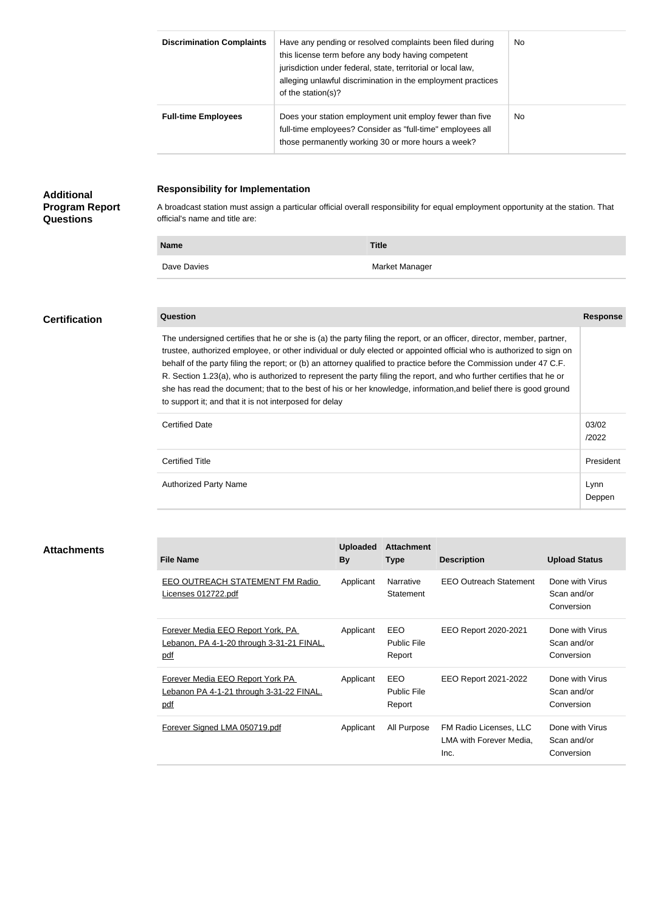| | | |
|---|---|---|
| **Discrimination Complaints** | Have any pending or resolved complaints been filed during this license term before any body having competent jurisdiction under federal, state, territorial or local law, alleging unlawful discrimination in the employment practices of the station(s)? | No |
| **Full-time Employees** | Does your station employment unit employ fewer than five full-time employees? Consider as "full-time" employees all those permanently working 30 or more hours a week? | No |

## Additional Program Report Questions

### Responsibility for Implementation

A broadcast station must assign a particular official overall responsibility for equal employment opportunity at the station. That official's name and title are:

| Name | Title |
|---|---|
| Dave Davies | Market Manager |

## Certification

| Question | Response |
|---|---|
| The undersigned certifies that he or she is (a) the party filing the report, or an officer, director, member, partner, trustee, authorized employee, or other individual or duly elected or appointed official who is authorized to sign on behalf of the party filing the report; or (b) an attorney qualified to practice before the Commission under 47 C.F. R. Section 1.23(a), who is authorized to represent the party filing the report, and who further certifies that he or she has read the document; that to the best of his or her knowledge, information,and belief there is good ground to support it; and that it is not interposed for delay | |
| Certified Date | 03/02/2022 |
| Certified Title | President |
| Authorized Party Name | Lynn Deppen |

## Attachments

| File Name | Uploaded By | Attachment Type | Description | Upload Status |
|---|---|---|---|---|
| EEO OUTREACH STATEMENT FM Radio Licenses 012722.pdf | Applicant | Narrative Statement | EEO Outreach Statement | Done with Virus Scan and/or Conversion |
| Forever Media EEO Report York, PA Lebanon, PA 4-1-20 through 3-31-21 FINAL.pdf | Applicant | EEO Public File Report | EEO Report 2020-2021 | Done with Virus Scan and/or Conversion |
| Forever Media EEO Report York PA Lebanon PA 4-1-21 through 3-31-22 FINAL.pdf | Applicant | EEO Public File Report | EEO Report 2021-2022 | Done with Virus Scan and/or Conversion |
| Forever Signed LMA 050719.pdf | Applicant | All Purpose | FM Radio Licenses, LLC LMA with Forever Media, Inc. | Done with Virus Scan and/or Conversion |